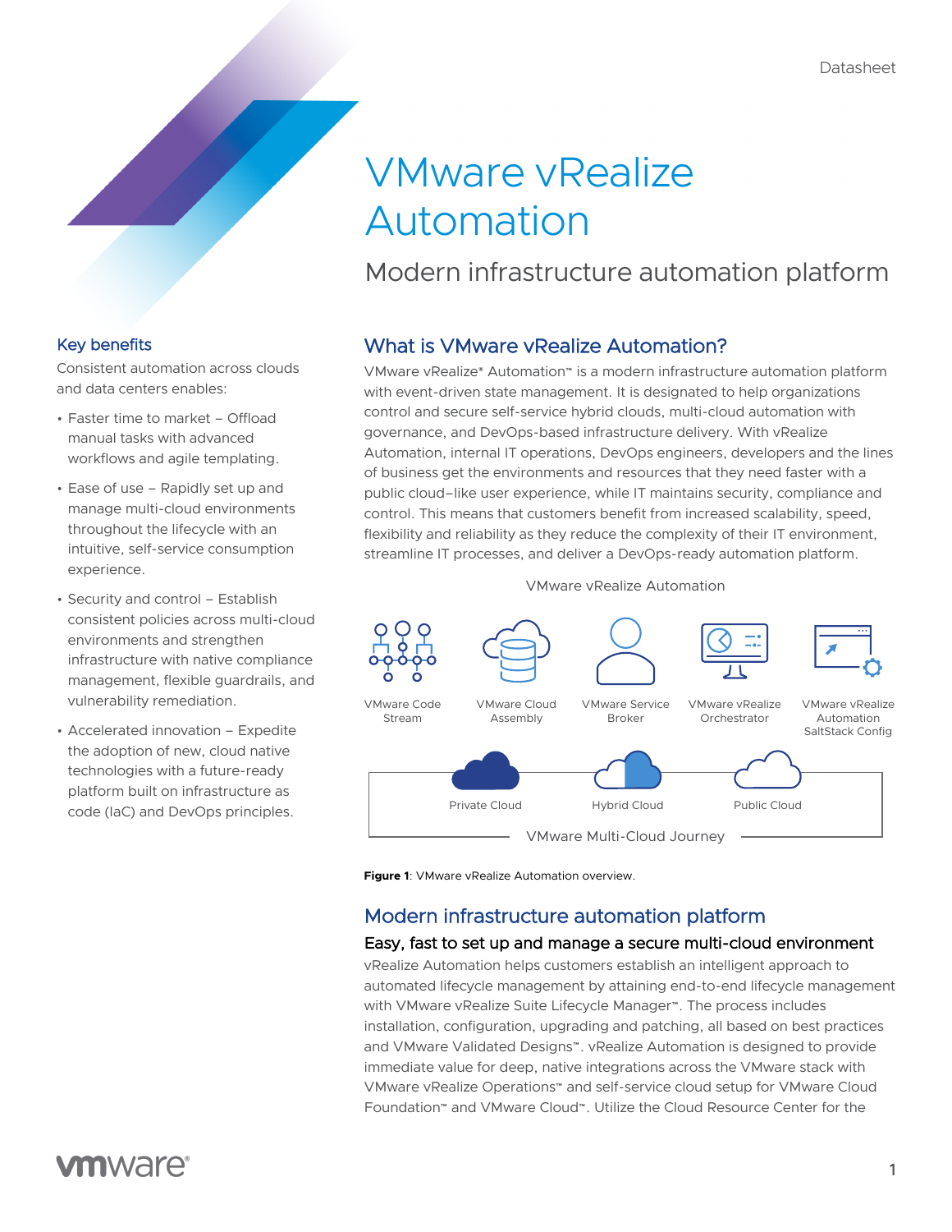# VMware vRealize Automation

## Modern infrastructure automation platform

### Key benefits

Consistent automation across clouds and data centers enables:

- Faster time to market – Offload manual tasks with advanced workflows and agile templating.
- Ease of use – Rapidly set up and manage multi-cloud environments throughout the lifecycle with an intuitive, self-service consumption experience.
- Security and control – Establish consistent policies across multi-cloud environments and strengthen infrastructure with native compliance management, flexible guardrails, and vulnerability remediation.
- Accelerated innovation – Expedite the adoption of new, cloud native technologies with a future-ready platform built on infrastructure as code (IaC) and DevOps principles.

## What is VMware vRealize Automation?

VMware vRealize® Automation™ is a modern infrastructure automation platform with event-driven state management. It is designated to help organizations control and secure self-service hybrid clouds, multi-cloud automation with governance, and DevOps-based infrastructure delivery. With vRealize Automation, internal IT operations, DevOps engineers, developers and the lines of business get the environments and resources that they need faster with a public cloud–like user experience, while IT maintains security, compliance and control. This means that customers benefit from increased scalability, speed, flexibility and reliability as they reduce the complexity of their IT environment, streamline IT processes, and deliver a DevOps-ready automation platform.

VMware vRealize Automation

VMware Code Stream | VMware Cloud Assembly | VMware Service Broker | VMware vRealize Orchestrator | VMware vRealize Automation SaltStack Config

Private Cloud | Hybrid Cloud | Public Cloud

VMware Multi-Cloud Journey

**Figure 1**: VMware vRealize Automation overview.

## Modern infrastructure automation platform

### Easy, fast to set up and manage a secure multi-cloud environment

vRealize Automation helps customers establish an intelligent approach to automated lifecycle management by attaining end-to-end lifecycle management with VMware vRealize Suite Lifecycle Manager™. The process includes installation, configuration, upgrading and patching, all based on best practices and VMware Validated Designs™. vRealize Automation is designed to provide immediate value for deep, native integrations across the VMware stack with VMware vRealize Operations™ and self-service cloud setup for VMware Cloud Foundation™ and VMware Cloud™. Utilize the Cloud Resource Center for the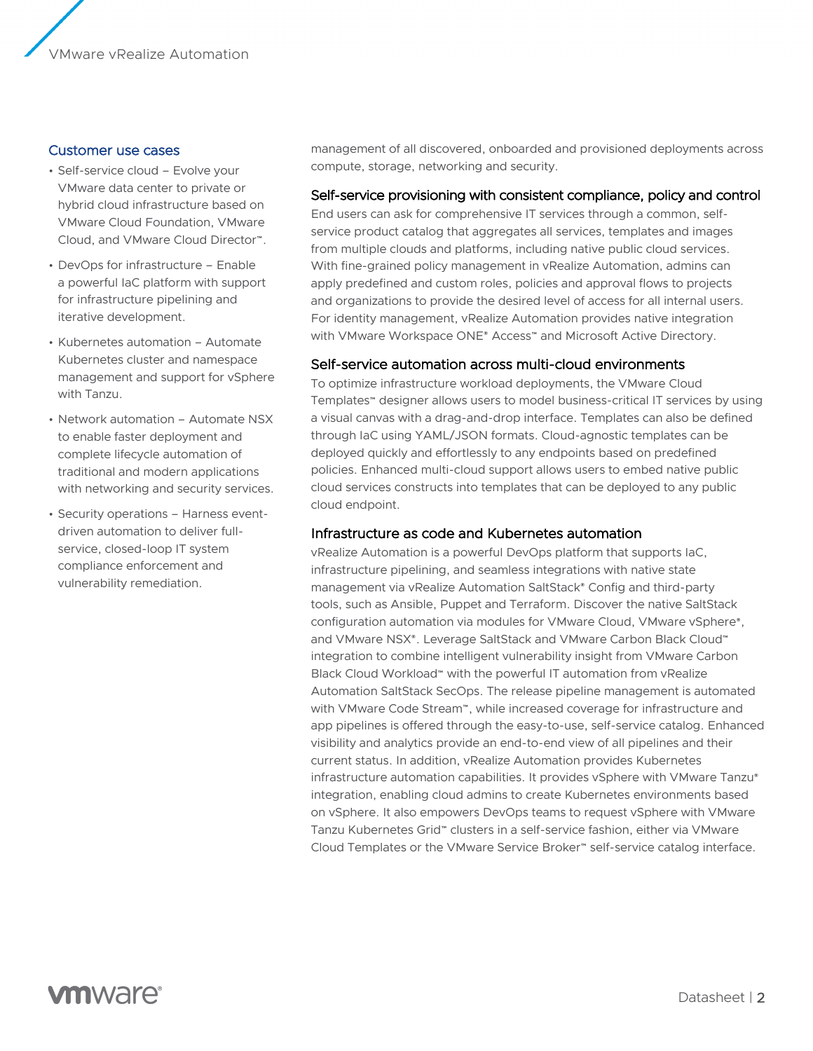## Customer use cases

- Self-service cloud – Evolve your VMware data center to private or hybrid cloud infrastructure based on VMware Cloud Foundation, VMware Cloud, and VMware Cloud Director™.
- DevOps for infrastructure – Enable a powerful IaC platform with support for infrastructure pipelining and iterative development.
- Kubernetes automation – Automate Kubernetes cluster and namespace management and support for vSphere with Tanzu.
- Network automation – Automate NSX to enable faster deployment and complete lifecycle automation of traditional and modern applications with networking and security services.
- Security operations – Harness event-driven automation to deliver full-service, closed-loop IT system compliance enforcement and vulnerability remediation.

management of all discovered, onboarded and provisioned deployments across compute, storage, networking and security.

### Self-service provisioning with consistent compliance, policy and control

End users can ask for comprehensive IT services through a common, self-service product catalog that aggregates all services, templates and images from multiple clouds and platforms, including native public cloud services. With fine-grained policy management in vRealize Automation, admins can apply predefined and custom roles, policies and approval flows to projects and organizations to provide the desired level of access for all internal users. For identity management, vRealize Automation provides native integration with VMware Workspace ONE® Access™ and Microsoft Active Directory.

### Self-service automation across multi-cloud environments

To optimize infrastructure workload deployments, the VMware Cloud Templates™ designer allows users to model business-critical IT services by using a visual canvas with a drag-and-drop interface. Templates can also be defined through IaC using YAML/JSON formats. Cloud-agnostic templates can be deployed quickly and effortlessly to any endpoints based on predefined policies. Enhanced multi-cloud support allows users to embed native public cloud services constructs into templates that can be deployed to any public cloud endpoint.

### Infrastructure as code and Kubernetes automation

vRealize Automation is a powerful DevOps platform that supports IaC, infrastructure pipelining, and seamless integrations with native state management via vRealize Automation SaltStack® Config and third-party tools, such as Ansible, Puppet and Terraform. Discover the native SaltStack configuration automation via modules for VMware Cloud, VMware vSphere®, and VMware NSX®. Leverage SaltStack and VMware Carbon Black Cloud™ integration to combine intelligent vulnerability insight from VMware Carbon Black Cloud Workload™ with the powerful IT automation from vRealize Automation SaltStack SecOps. The release pipeline management is automated with VMware Code Stream™, while increased coverage for infrastructure and app pipelines is offered through the easy-to-use, self-service catalog. Enhanced visibility and analytics provide an end-to-end view of all pipelines and their current status. In addition, vRealize Automation provides Kubernetes infrastructure automation capabilities. It provides vSphere with VMware Tanzu® integration, enabling cloud admins to create Kubernetes environments based on vSphere. It also empowers DevOps teams to request vSphere with VMware Tanzu Kubernetes Grid™ clusters in a self-service fashion, either via VMware Cloud Templates or the VMware Service Broker™ self-service catalog interface.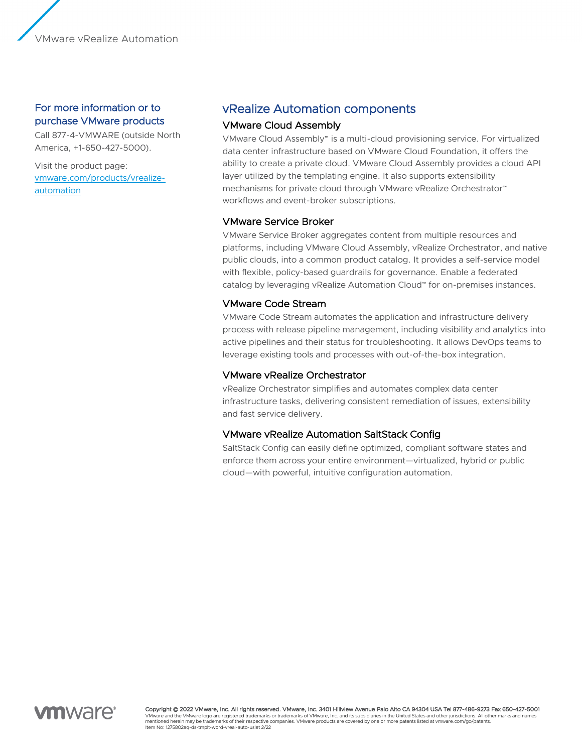### For more information or to purchase VMware products

Call 877-4-VMWARE (outside North America, +1-650-427-5000).

Visit the product page: [vmware.com/products/vrealize-automation](https://vmware.com/products/vrealize-automation)

## vRealize Automation components

### VMware Cloud Assembly

VMware Cloud Assembly™ is a multi-cloud provisioning service. For virtualized data center infrastructure based on VMware Cloud Foundation, it offers the ability to create a private cloud. VMware Cloud Assembly provides a cloud API layer utilized by the templating engine. It also supports extensibility mechanisms for private cloud through VMware vRealize Orchestrator™ workflows and event-broker subscriptions.

### VMware Service Broker

VMware Service Broker aggregates content from multiple resources and platforms, including VMware Cloud Assembly, vRealize Orchestrator, and native public clouds, into a common product catalog. It provides a self-service model with flexible, policy-based guardrails for governance. Enable a federated catalog by leveraging vRealize Automation Cloud™ for on-premises instances.

### VMware Code Stream

VMware Code Stream automates the application and infrastructure delivery process with release pipeline management, including visibility and analytics into active pipelines and their status for troubleshooting. It allows DevOps teams to leverage existing tools and processes with out-of-the-box integration.

### VMware vRealize Orchestrator

vRealize Orchestrator simplifies and automates complex data center infrastructure tasks, delivering consistent remediation of issues, extensibility and fast service delivery.

### VMware vRealize Automation SaltStack Config

SaltStack Config can easily define optimized, compliant software states and enforce them across your entire environment—virtualized, hybrid or public cloud—with powerful, intuitive configuration automation.

Copyright © 2022 VMware, Inc. All rights reserved. VMware, Inc. 3401 Hillview Avenue Palo Alto CA 94304 USA Tel 877-486-9273 Fax 650-427-5001
VMware and the VMware logo are registered trademarks or trademarks of VMware, Inc. and its subsidiaries in the United States and other jurisdictions. All other marks and names mentioned herein may be trademarks of their respective companies. VMware products are covered by one or more patents listed at vmware.com/go/patents.
Item No: 1275802aq-ds-tmplt-word-vreal-auto-uslet 2/22